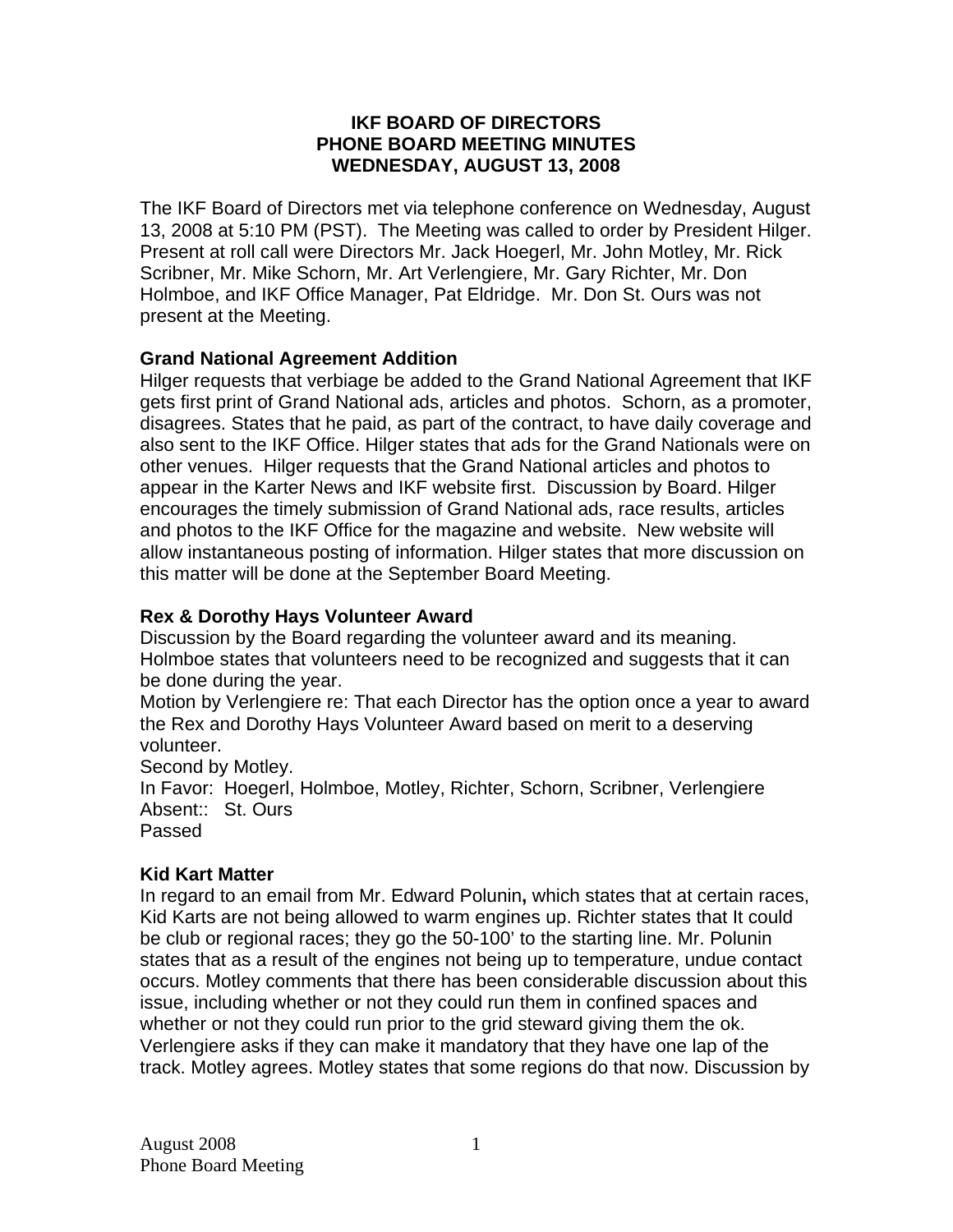**IKF BOARD OF DIRECTORS**
**PHONE BOARD MEETING MINUTES**
**WEDNESDAY, AUGUST 13, 2008**

The IKF Board of Directors met via telephone conference on Wednesday, August 13, 2008 at 5:10 PM (PST). The Meeting was called to order by President Hilger. Present at roll call were Directors Mr. Jack Hoegerl, Mr. John Motley, Mr. Rick Scribner, Mr. Mike Schorn, Mr. Art Verlengiere, Mr. Gary Richter, Mr. Don Holmboe, and IKF Office Manager, Pat Eldridge. Mr. Don St. Ours was not present at the Meeting.

**Grand National Agreement Addition**

Hilger requests that verbiage be added to the Grand National Agreement that IKF gets first print of Grand National ads, articles and photos. Schorn, as a promoter, disagrees. States that he paid, as part of the contract, to have daily coverage and also sent to the IKF Office. Hilger states that ads for the Grand Nationals were on other venues. Hilger requests that the Grand National articles and photos to appear in the Karter News and IKF website first. Discussion by Board. Hilger encourages the timely submission of Grand National ads, race results, articles and photos to the IKF Office for the magazine and website. New website will allow instantaneous posting of information. Hilger states that more discussion on this matter will be done at the September Board Meeting.

**Rex & Dorothy Hays Volunteer Award**

Discussion by the Board regarding the volunteer award and its meaning. Holmboe states that volunteers need to be recognized and suggests that it can be done during the year.

Motion by Verlengiere re: That each Director has the option once a year to award the Rex and Dorothy Hays Volunteer Award based on merit to a deserving volunteer.

Second by Motley.

In Favor: Hoegerl, Holmboe, Motley, Richter, Schorn, Scribner, Verlengiere

Absent:: St. Ours

Passed

**Kid Kart Matter**

In regard to an email from Mr. Edward Polunin**,** which states that at certain races, Kid Karts are not being allowed to warm engines up. Richter states that It could be club or regional races; they go the 50-100' to the starting line. Mr. Polunin states that as a result of the engines not being up to temperature, undue contact occurs. Motley comments that there has been considerable discussion about this issue, including whether or not they could run them in confined spaces and whether or not they could run prior to the grid steward giving them the ok. Verlengiere asks if they can make it mandatory that they have one lap of the track. Motley agrees. Motley states that some regions do that now. Discussion by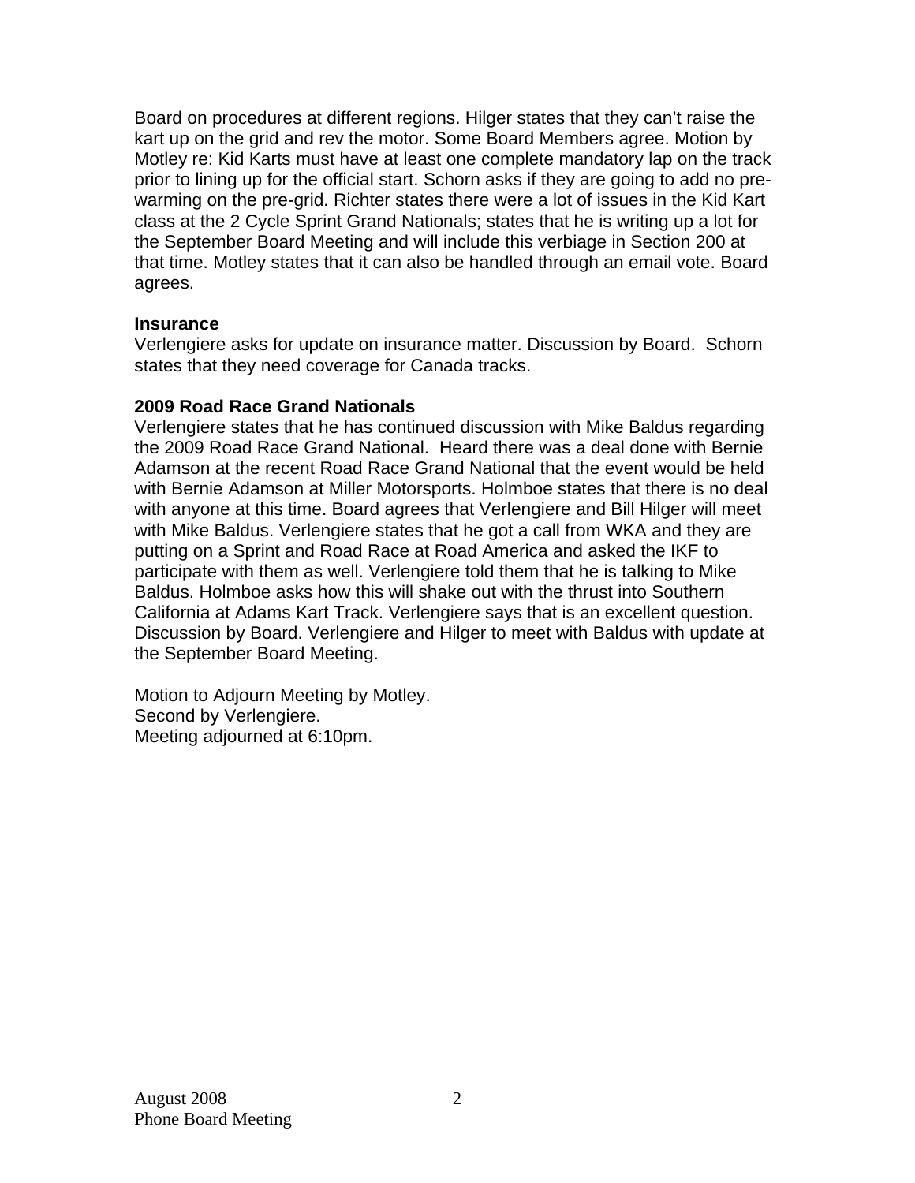Board on procedures at different regions. Hilger states that they can't raise the kart up on the grid and rev the motor. Some Board Members agree. Motion by Motley re: Kid Karts must have at least one complete mandatory lap on the track prior to lining up for the official start. Schorn asks if they are going to add no pre-warming on the pre-grid. Richter states there were a lot of issues in the Kid Kart class at the 2 Cycle Sprint Grand Nationals; states that he is writing up a lot for the September Board Meeting and will include this verbiage in Section 200 at that time. Motley states that it can also be handled through an email vote. Board agrees.

**Insurance**
Verlengiere asks for update on insurance matter. Discussion by Board. Schorn states that they need coverage for Canada tracks.

**2009 Road Race Grand Nationals**
Verlengiere states that he has continued discussion with Mike Baldus regarding the 2009 Road Race Grand National. Heard there was a deal done with Bernie Adamson at the recent Road Race Grand National that the event would be held with Bernie Adamson at Miller Motorsports. Holmboe states that there is no deal with anyone at this time. Board agrees that Verlengiere and Bill Hilger will meet with Mike Baldus. Verlengiere states that he got a call from WKA and they are putting on a Sprint and Road Race at Road America and asked the IKF to participate with them as well. Verlengiere told them that he is talking to Mike Baldus. Holmboe asks how this will shake out with the thrust into Southern California at Adams Kart Track. Verlengiere says that is an excellent question. Discussion by Board. Verlengiere and Hilger to meet with Baldus with update at the September Board Meeting.

Motion to Adjourn Meeting by Motley.
Second by Verlengiere.
Meeting adjourned at 6:10pm.